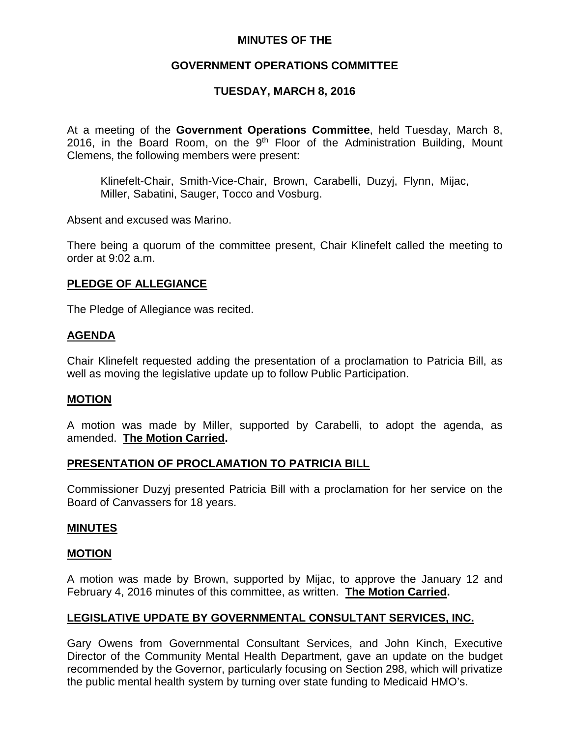# MINUTES OF THE

## GOVERNMENT OPERATIONS COMMITTEE

## TUESDAY, MARCH 8, 2016

At a meeting of the **Government Operations Committee**, held Tuesday, March 8, 2016, in the Board Room, on the 9th Floor of the Administration Building, Mount Clemens, the following members were present:

> Klinefelt-Chair, Smith-Vice-Chair, Brown, Carabelli, Duzyj, Flynn, Mijac, Miller, Sabatini, Sauger, Tocco and Vosburg.

Absent and excused was Marino.

There being a quorum of the committee present, Chair Klinefelt called the meeting to order at 9:02 a.m.

### PLEDGE OF ALLEGIANCE

The Pledge of Allegiance was recited.

### AGENDA

Chair Klinefelt requested adding the presentation of a proclamation to Patricia Bill, as well as moving the legislative update up to follow Public Participation.

### MOTION

A motion was made by Miller, supported by Carabelli, to adopt the agenda, as amended. **The Motion Carried.**

### PRESENTATION OF PROCLAMATION TO PATRICIA BILL

Commissioner Duzyj presented Patricia Bill with a proclamation for her service on the Board of Canvassers for 18 years.

### MINUTES

### MOTION

A motion was made by Brown, supported by Mijac, to approve the January 12 and February 4, 2016 minutes of this committee, as written. **The Motion Carried.**

### LEGISLATIVE UPDATE BY GOVERNMENTAL CONSULTANT SERVICES, INC.

Gary Owens from Governmental Consultant Services, and John Kinch, Executive Director of the Community Mental Health Department, gave an update on the budget recommended by the Governor, particularly focusing on Section 298, which will privatize the public mental health system by turning over state funding to Medicaid HMO's.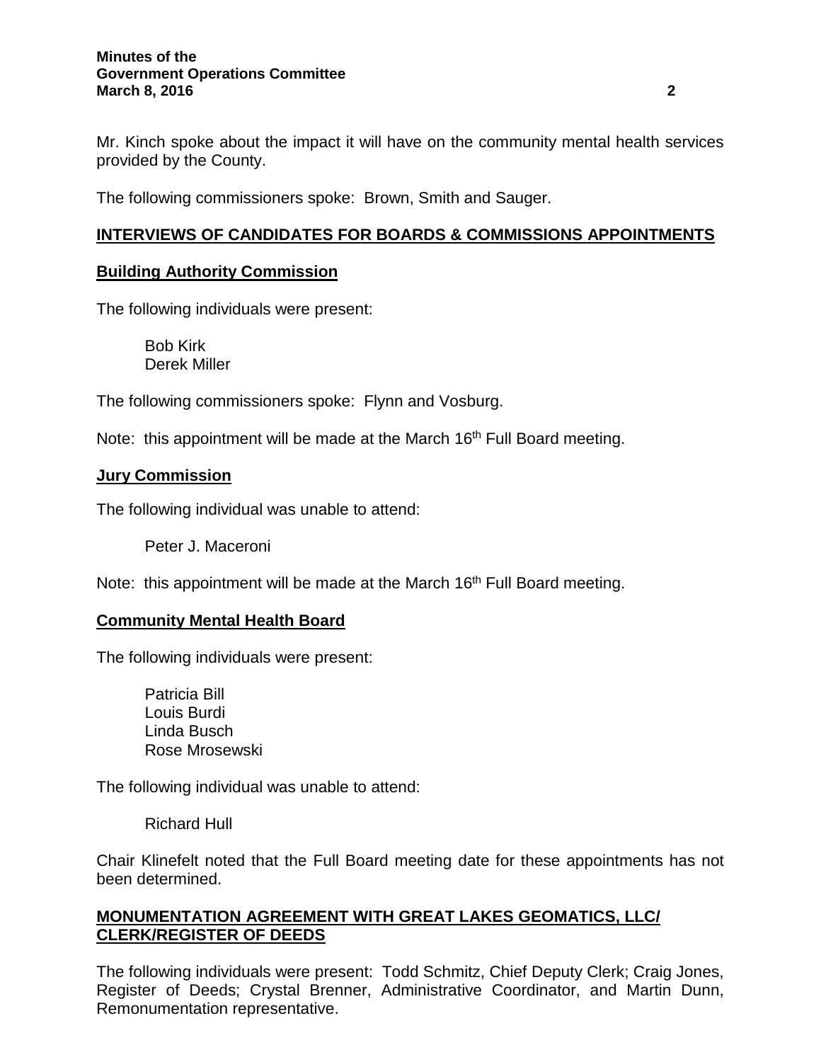Mr. Kinch spoke about the impact it will have on the community mental health services provided by the County.

The following commissioners spoke: Brown, Smith and Sauger.

## INTERVIEWS OF CANDIDATES FOR BOARDS & COMMISSIONS APPOINTMENTS

### Building Authority Commission

The following individuals were present:

Bob Kirk
Derek Miller

The following commissioners spoke: Flynn and Vosburg.

Note: this appointment will be made at the March 16th Full Board meeting.

### Jury Commission

The following individual was unable to attend:

Peter J. Maceroni

Note: this appointment will be made at the March 16th Full Board meeting.

### Community Mental Health Board

The following individuals were present:

Patricia Bill
Louis Burdi
Linda Busch
Rose Mrosewski

The following individual was unable to attend:

Richard Hull

Chair Klinefelt noted that the Full Board meeting date for these appointments has not been determined.

## MONUMENTATION AGREEMENT WITH GREAT LAKES GEOMATICS, LLC/ CLERK/REGISTER OF DEEDS

The following individuals were present: Todd Schmitz, Chief Deputy Clerk; Craig Jones, Register of Deeds; Crystal Brenner, Administrative Coordinator, and Martin Dunn, Remonumentation representative.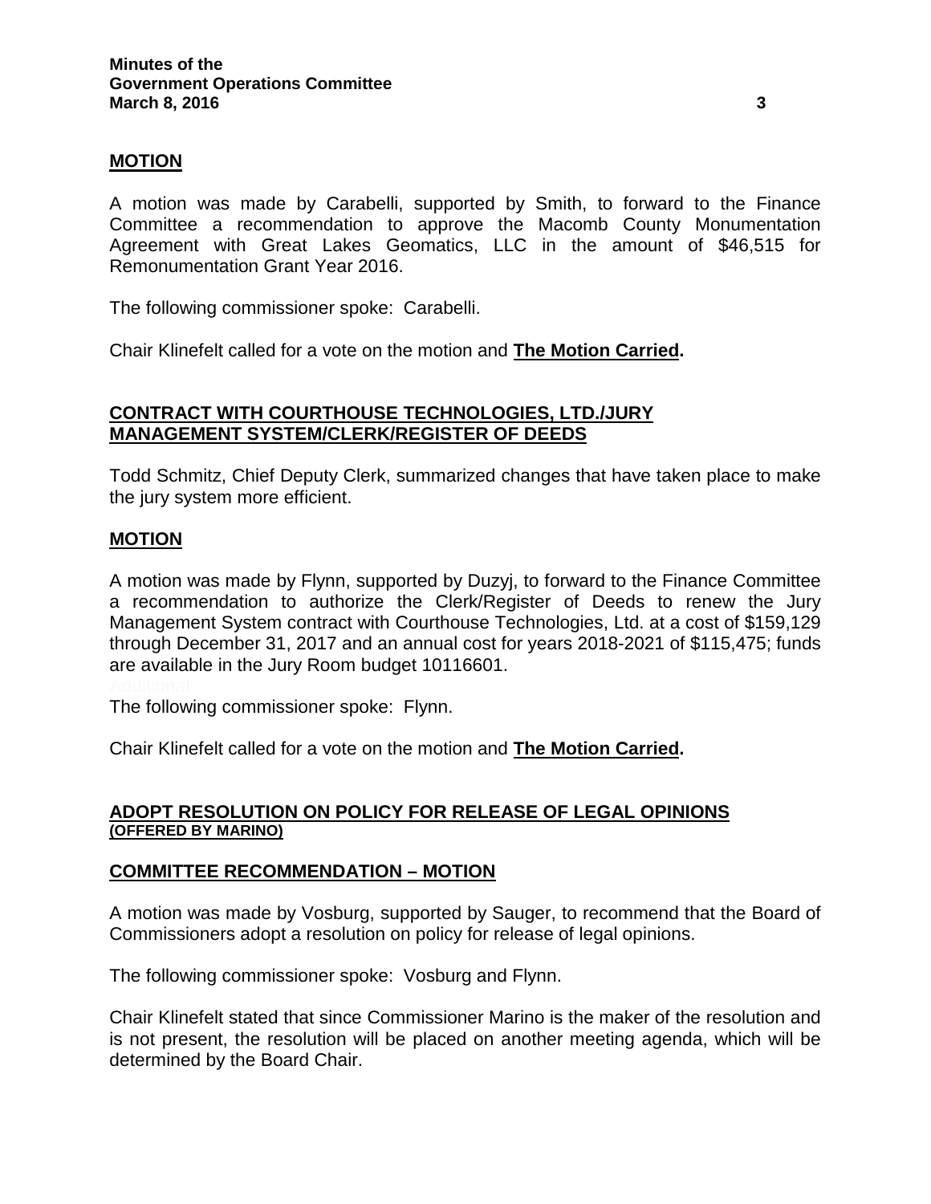**MOTION**

A motion was made by Carabelli, supported by Smith, to forward to the Finance Committee a recommendation to approve the Macomb County Monumentation Agreement with Great Lakes Geomatics, LLC in the amount of $46,515 for Remonumentation Grant Year 2016.

The following commissioner spoke: Carabelli.

Chair Klinefelt called for a vote on the motion and **The Motion Carried.**

## CONTRACT WITH COURTHOUSE TECHNOLOGIES, LTD./JURY MANAGEMENT SYSTEM/CLERK/REGISTER OF DEEDS

Todd Schmitz, Chief Deputy Clerk, summarized changes that have taken place to make the jury system more efficient.

**MOTION**

A motion was made by Flynn, supported by Duzyj, to forward to the Finance Committee a recommendation to authorize the Clerk/Register of Deeds to renew the Jury Management System contract with Courthouse Technologies, Ltd. at a cost of $159,129 through December 31, 2017 and an annual cost for years 2018-2021 of $115,475; funds are available in the Jury Room budget 10116601.

The following commissioner spoke: Flynn.

Chair Klinefelt called for a vote on the motion and **The Motion Carried.**

## ADOPT RESOLUTION ON POLICY FOR RELEASE OF LEGAL OPINIONS (OFFERED BY MARINO)

**COMMITTEE RECOMMENDATION – MOTION**

A motion was made by Vosburg, supported by Sauger, to recommend that the Board of Commissioners adopt a resolution on policy for release of legal opinions.

The following commissioner spoke: Vosburg and Flynn.

Chair Klinefelt stated that since Commissioner Marino is the maker of the resolution and is not present, the resolution will be placed on another meeting agenda, which will be determined by the Board Chair.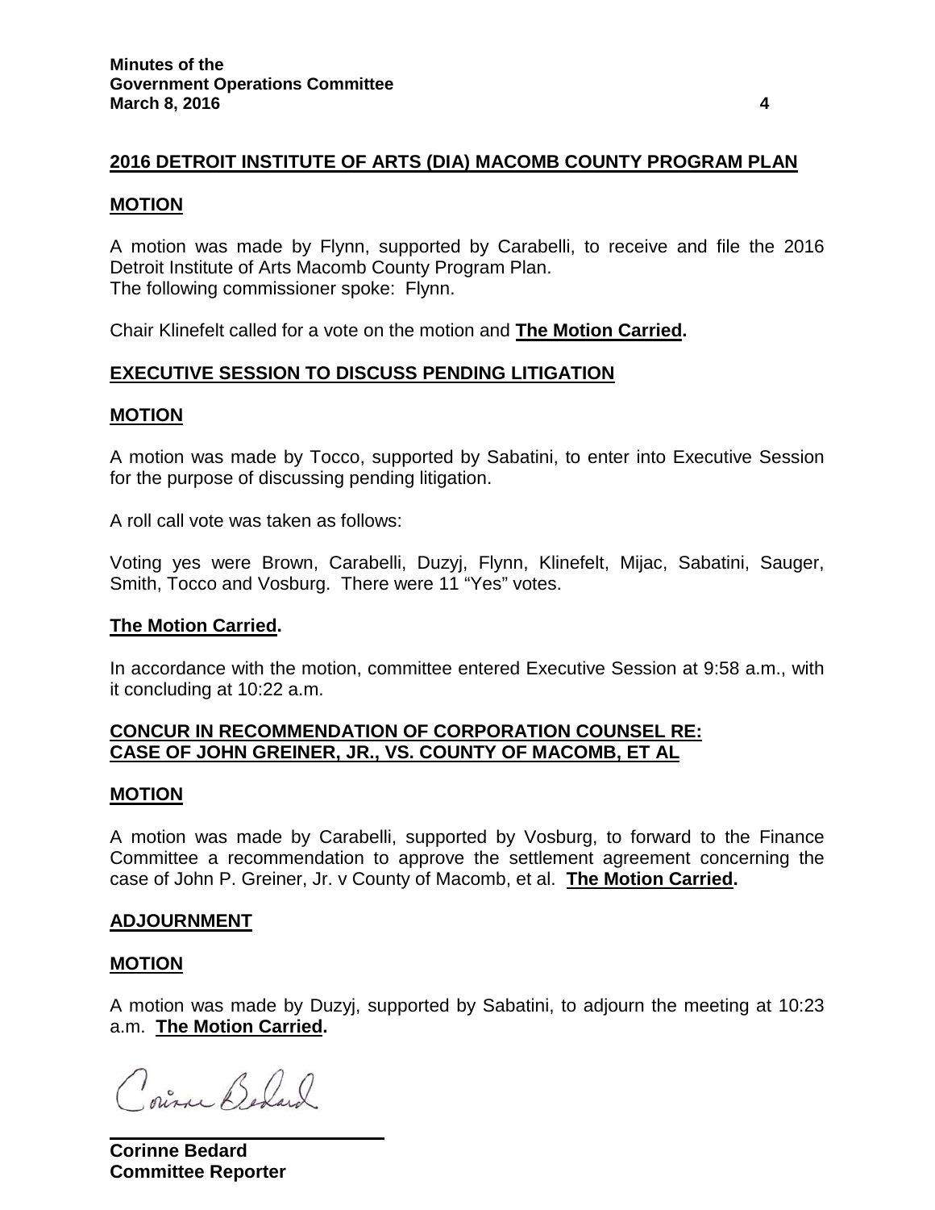## 2016 DETROIT INSTITUTE OF ARTS (DIA) MACOMB COUNTY PROGRAM PLAN

### MOTION

A motion was made by Flynn, supported by Carabelli, to receive and file the 2016 Detroit Institute of Arts Macomb County Program Plan.
The following commissioner spoke: Flynn.

Chair Klinefelt called for a vote on the motion and **The Motion Carried.**

## EXECUTIVE SESSION TO DISCUSS PENDING LITIGATION

### MOTION

A motion was made by Tocco, supported by Sabatini, to enter into Executive Session for the purpose of discussing pending litigation.

A roll call vote was taken as follows:

Voting yes were Brown, Carabelli, Duzyj, Flynn, Klinefelt, Mijac, Sabatini, Sauger, Smith, Tocco and Vosburg. There were 11 "Yes" votes.

**The Motion Carried.**

In accordance with the motion, committee entered Executive Session at 9:58 a.m., with it concluding at 10:22 a.m.

## CONCUR IN RECOMMENDATION OF CORPORATION COUNSEL RE: CASE OF JOHN GREINER, JR., VS. COUNTY OF MACOMB, ET AL

### MOTION

A motion was made by Carabelli, supported by Vosburg, to forward to the Finance Committee a recommendation to approve the settlement agreement concerning the case of John P. Greiner, Jr. v County of Macomb, et al. **The Motion Carried.**

## ADJOURNMENT

### MOTION

A motion was made by Duzyj, supported by Sabatini, to adjourn the meeting at 10:23 a.m. **The Motion Carried.**

Corinne Bedard

**Corinne Bedard**
**Committee Reporter**